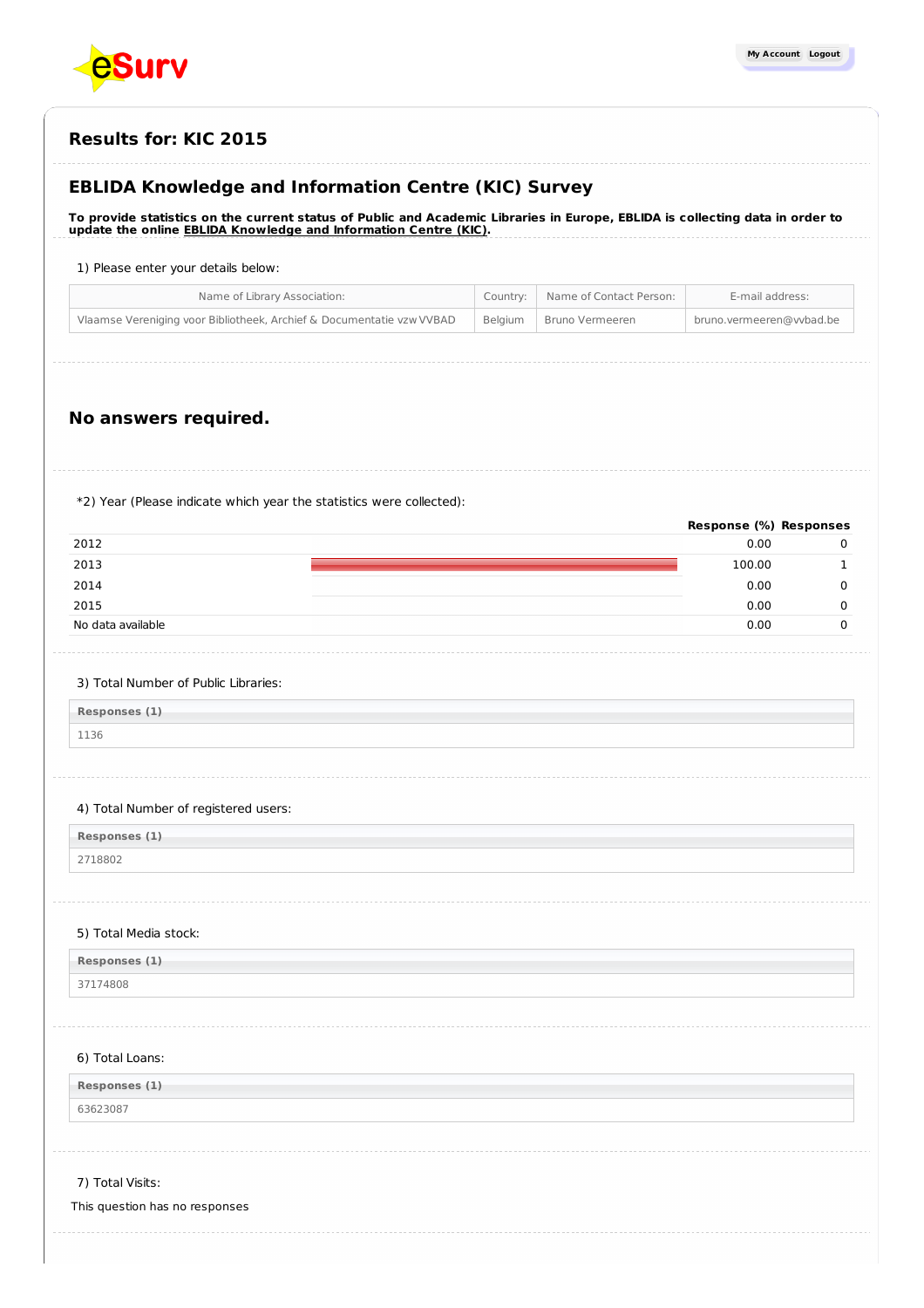## Results for: KIC 2015

## EBLIDA Knowledge and Information Centre (KIC) Survey

**To provide statistics on the current status of Public and Academic Libraries in Europe, EBLIDA is collecting data in order to update the online EBLIDA Knowledge and Information Centre (KIC).**

1) Please enter your details below:

| Name of Library Association: | Country: | Name of Contact Person: | E-mail address: |
|---|---|---|---|
| Vlaamse Vereniging voor Bibliotheek, Archief & Documentatie vzw VVBAD | Belgium | Bruno Vermeeren | bruno.vermeeren@vvbad.be |

### No answers required.

*2) Year (Please indicate which year the statistics were collected):

| | Response (%) | Responses |
|---|---|---|
| 2012 | 0.00 | 0 |
| 2013 | 100.00 | 1 |
| 2014 | 0.00 | 0 |
| 2015 | 0.00 | 0 |
| No data available | 0.00 | 0 |

3) Total Number of Public Libraries:

| Responses (1) |
|---|
| 1136 |

4) Total Number of registered users:

| Responses (1) |
|---|
| 2718802 |

5) Total Media stock:

| Responses (1) |
|---|
| 37174808 |

6) Total Loans:

| Responses (1) |
|---|
| 63623087 |

7) Total Visits:

This question has no responses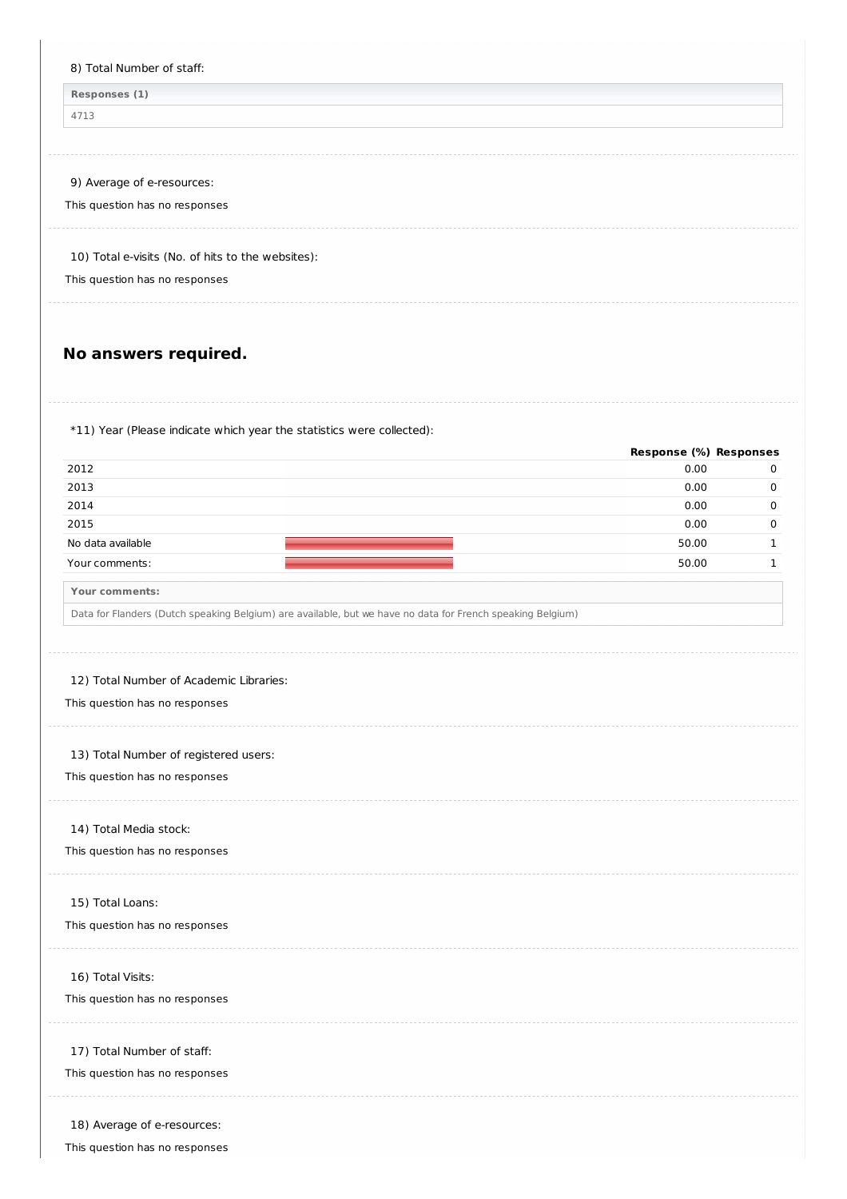8) Total Number of staff:

| Responses (1) |
|---|
| 4713 |

9) Average of e-resources:

This question has no responses

10) Total e-visits (No. of hits to the websites):

This question has no responses

## No answers required.

*11) Year (Please indicate which year the statistics were collected):

| | Response (%) | Responses |
|---|---|---|
| 2012 | 0.00 | 0 |
| 2013 | 0.00 | 0 |
| 2014 | 0.00 | 0 |
| 2015 | 0.00 | 0 |
| No data available | 50.00 | 1 |
| Your comments: | 50.00 | 1 |

| Your comments: |
|---|
| Data for Flanders (Dutch speaking Belgium) are available, but we have no data for French speaking Belgium) |

12) Total Number of Academic Libraries:

This question has no responses

13) Total Number of registered users:

This question has no responses

14) Total Media stock:

This question has no responses

15) Total Loans:

This question has no responses

16) Total Visits:

This question has no responses

17) Total Number of staff:

This question has no responses

18) Average of e-resources:

This question has no responses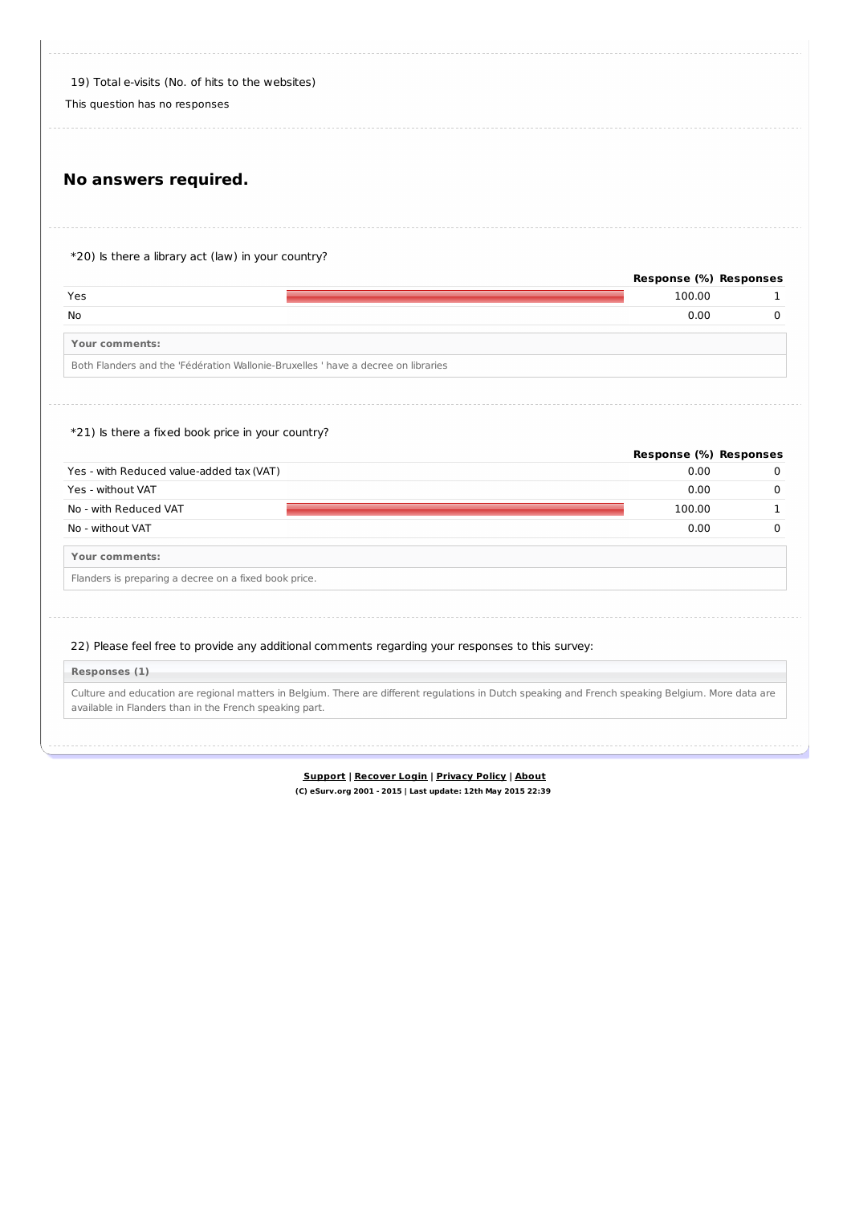19) Total e-visits (No. of hits to the websites)

This question has no responses

## No answers required.

*20) Is there a library act (law) in your country?

| | Response (%) | Responses |
|---|---|---|
| Yes | 100.00 | 1 |
| No | 0.00 | 0 |

**Your comments:**

Both Flanders and the 'Fédération Wallonie-Bruxelles ' have a decree on libraries

*21) Is there a fixed book price in your country?

| | Response (%) | Responses |
|---|---|---|
| Yes - with Reduced value-added tax (VAT) | 0.00 | 0 |
| Yes - without VAT | 0.00 | 0 |
| No - with Reduced VAT | 100.00 | 1 |
| No - without VAT | 0.00 | 0 |

**Your comments:**

Flanders is preparing a decree on a fixed book price.

22) Please feel free to provide any additional comments regarding your responses to this survey:

**Responses (1)**

Culture and education are regional matters in Belgium. There are different regulations in Dutch speaking and French speaking Belgium. More data are available in Flanders than in the French speaking part.

**Support** | **Recover Login** | **Privacy Policy** | **About**

**(C) eSurv.org 2001 - 2015 | Last update: 12th May 2015 22:39**